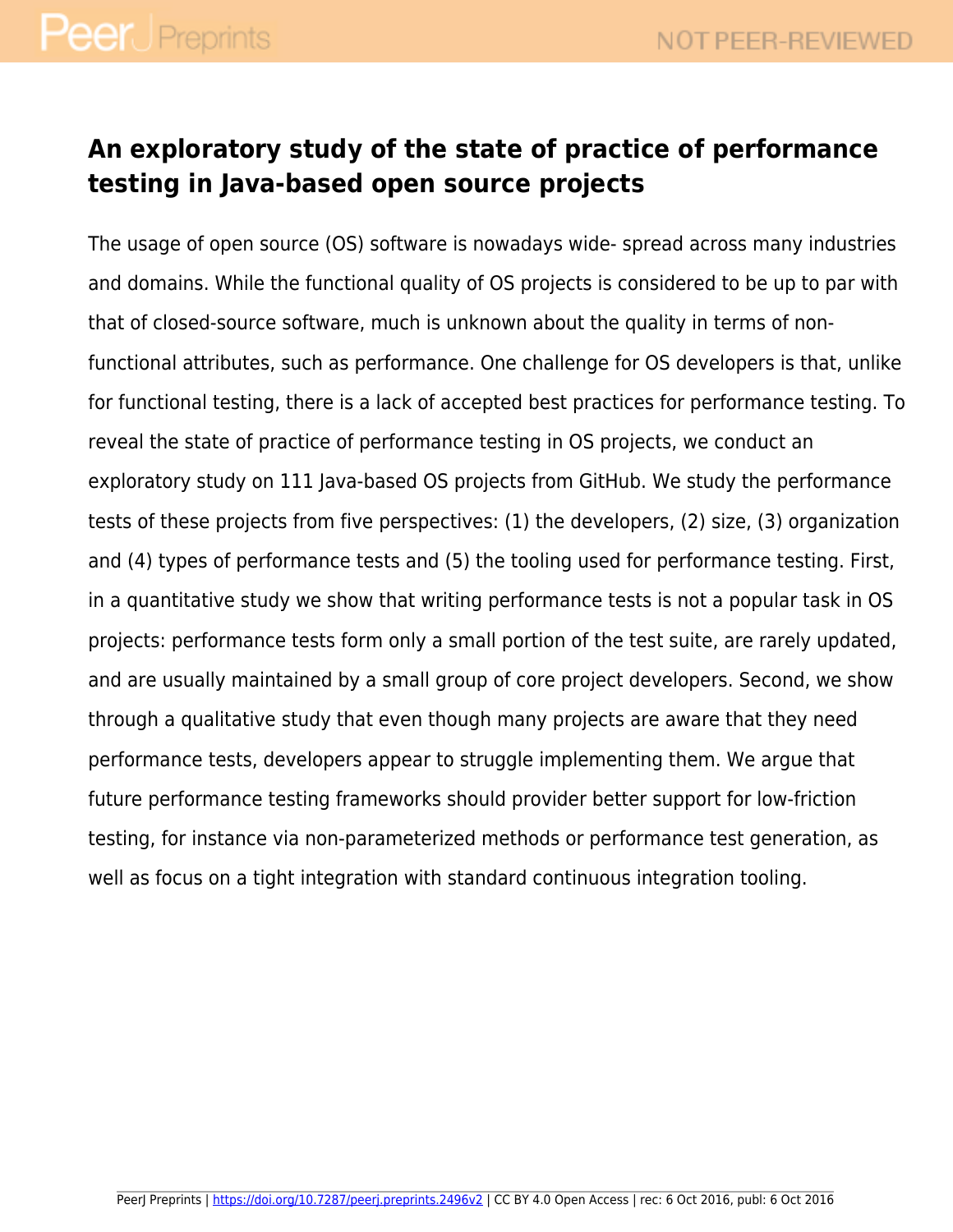# An exploratory study of the state of practice of performance testing in Java-based open source projects

The usage of open source (OS) software is nowadays wide- spread across many industries and domains. While the functional quality of OS projects is considered to be up to par with that of closed-source software, much is unknown about the quality in terms of non-functional attributes, such as performance. One challenge for OS developers is that, unlike for functional testing, there is a lack of accepted best practices for performance testing. To reveal the state of practice of performance testing in OS projects, we conduct an exploratory study on 111 Java-based OS projects from GitHub. We study the performance tests of these projects from five perspectives: (1) the developers, (2) size, (3) organization and (4) types of performance tests and (5) the tooling used for performance testing. First, in a quantitative study we show that writing performance tests is not a popular task in OS projects: performance tests form only a small portion of the test suite, are rarely updated, and are usually maintained by a small group of core project developers. Second, we show through a qualitative study that even though many projects are aware that they need performance tests, developers appear to struggle implementing them. We argue that future performance testing frameworks should provider better support for low-friction testing, for instance via non-parameterized methods or performance test generation, as well as focus on a tight integration with standard continuous integration tooling.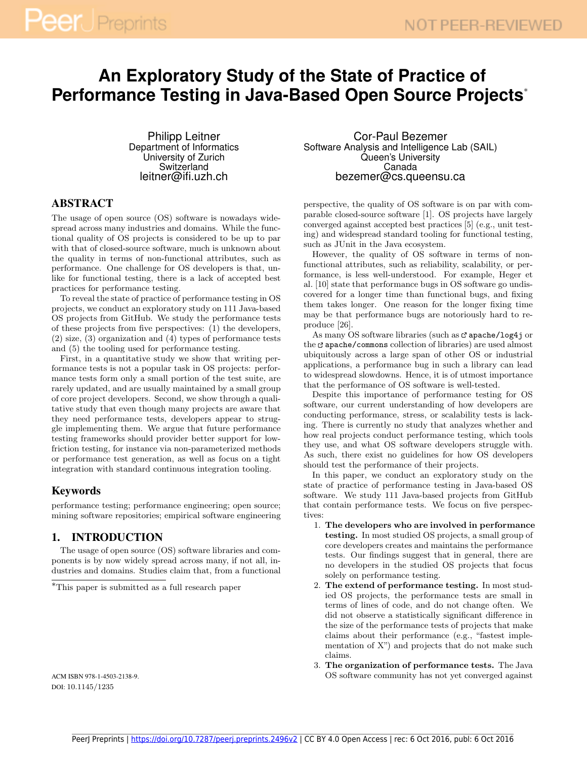# An Exploratory Study of the State of Practice of Performance Testing in Java-Based Open Source Projects*

Philipp Leitner
Department of Informatics
University of Zurich
Switzerland
leitner@ifi.uzh.ch

Cor-Paul Bezemer
Software Analysis and Intelligence Lab (SAIL)
Queen's University
Canada
bezemer@cs.queensu.ca

## ABSTRACT

The usage of open source (OS) software is nowadays widespread across many industries and domains. While the functional quality of OS projects is considered to be up to par with that of closed-source software, much is unknown about the quality in terms of non-functional attributes, such as performance. One challenge for OS developers is that, unlike for functional testing, there is a lack of accepted best practices for performance testing.

To reveal the state of practice of performance testing in OS projects, we conduct an exploratory study on 111 Java-based OS projects from GitHub. We study the performance tests of these projects from five perspectives: (1) the developers, (2) size, (3) organization and (4) types of performance tests and (5) the tooling used for performance testing.

First, in a quantitative study we show that writing performance tests is not a popular task in OS projects: performance tests form only a small portion of the test suite, are rarely updated, and are usually maintained by a small group of core project developers. Second, we show through a qualitative study that even though many projects are aware that they need performance tests, developers appear to struggle implementing them. We argue that future performance testing frameworks should provider better support for low-friction testing, for instance via non-parameterized methods or performance test generation, as well as focus on a tight integration with standard continuous integration tooling.

## Keywords

performance testing; performance engineering; open source; mining software repositories; empirical software engineering

## 1. INTRODUCTION

The usage of open source (OS) software libraries and components is by now widely spread across many, if not all, industries and domains. Studies claim that, from a functional perspective, the quality of OS software is on par with comparable closed-source software [1]. OS projects have largely converged against accepted best practices [5] (e.g., unit testing) and widespread standard tooling for functional testing, such as JUnit in the Java ecosystem.

However, the quality of OS software in terms of non-functional attributes, such as reliability, scalability, or performance, is less well-understood. For example, Heger et al. [10] state that performance bugs in OS software go undiscovered for a longer time than functional bugs, and fixing them takes longer. One reason for the longer fixing time may be that performance bugs are notoriously hard to reproduce [26].

As many OS software libraries (such as `apache/log4j` or the `apache/commons` collection of libraries) are used almost ubiquitously across a large span of other OS or industrial applications, a performance bug in such a library can lead to widespread slowdowns. Hence, it is of utmost importance that the performance of OS software is well-tested.

Despite this importance of performance testing for OS software, our current understanding of how developers are conducting performance, stress, or scalability tests is lacking. There is currently no study that analyzes whether and how real projects conduct performance testing, which tools they use, and what OS software developers struggle with. As such, there exist no guidelines for how OS developers should test the performance of their projects.

In this paper, we conduct an exploratory study on the state of practice of performance testing in Java-based OS software. We study 111 Java-based projects from GitHub that contain performance tests. We focus on five perspectives:

1. **The developers who are involved in performance testing.** In most studied OS projects, a small group of core developers creates and maintains the performance tests. Our findings suggest that in general, there are no developers in the studied OS projects that focus solely on performance testing.
2. **The extend of performance testing.** In most studied OS projects, the performance tests are small in terms of lines of code, and do not change often. We did not observe a statistically significant difference in the size of the performance tests of projects that make claims about their performance (e.g., "fastest implementation of X") and projects that do not make such claims.
3. **The organization of performance tests.** The Java OS software community has not yet converged against

*This paper is submitted as a full research paper

ACM ISBN 978-1-4503-2138-9.
DOI: 10.1145/1235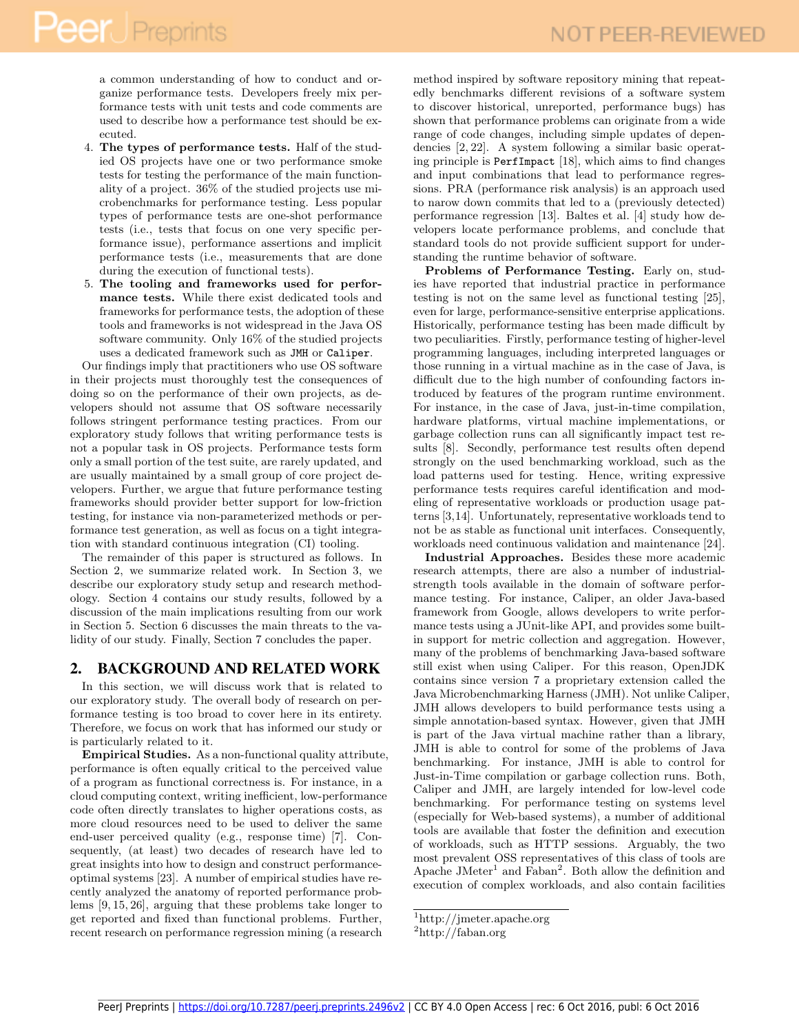a common understanding of how to conduct and organize performance tests. Developers freely mix performance tests with unit tests and code comments are used to describe how a performance test should be executed.

4. **The types of performance tests.** Half of the studied OS projects have one or two performance smoke tests for testing the performance of the main functionality of a project. 36% of the studied projects use microbenchmarks for performance testing. Less popular types of performance tests are one-shot performance tests (i.e., tests that focus on one very specific performance issue), performance assertions and implicit performance tests (i.e., measurements that are done during the execution of functional tests).
5. **The tooling and frameworks used for performance tests.** While there exist dedicated tools and frameworks for performance tests, the adoption of these tools and frameworks is not widespread in the Java OS software community. Only 16% of the studied projects uses a dedicated framework such as `JMH` or `Caliper`.

Our findings imply that practitioners who use OS software in their projects must thoroughly test the consequences of doing so on the performance of their own projects, as developers should not assume that OS software necessarily follows stringent performance testing practices. From our exploratory study follows that writing performance tests is not a popular task in OS projects. Performance tests form only a small portion of the test suite, are rarely updated, and are usually maintained by a small group of core project developers. Further, we argue that future performance testing frameworks should provider better support for low-friction testing, for instance via non-parameterized methods or performance test generation, as well as focus on a tight integration with standard continuous integration (CI) tooling.

The remainder of this paper is structured as follows. In Section 2, we summarize related work. In Section 3, we describe our exploratory study setup and research methodology. Section 4 contains our study results, followed by a discussion of the main implications resulting from our work in Section 5. Section 6 discusses the main threats to the validity of our study. Finally, Section 7 concludes the paper.

## 2. BACKGROUND AND RELATED WORK

In this section, we will discuss work that is related to our exploratory study. The overall body of research on performance testing is too broad to cover here in its entirety. Therefore, we focus on work that has informed our study or is particularly related to it.

**Empirical Studies.** As a non-functional quality attribute, performance is often equally critical to the perceived value of a program as functional correctness is. For instance, in a cloud computing context, writing inefficient, low-performance code often directly translates to higher operations costs, as more cloud resources need to be used to deliver the same end-user perceived quality (e.g., response time) [7]. Consequently, (at least) two decades of research have led to great insights into how to design and construct performance-optimal systems [23]. A number of empirical studies have recently analyzed the anatomy of reported performance problems [9, 15, 26], arguing that these problems take longer to get reported and fixed than functional problems. Further, recent research on performance regression mining (a research method inspired by software repository mining that repeatedly benchmarks different revisions of a software system to discover historical, unreported, performance bugs) has shown that performance problems can originate from a wide range of code changes, including simple updates of dependencies [2, 22]. A system following a similar basic operating principle is `PerfImpact` [18], which aims to find changes and input combinations that lead to performance regressions. PRA (performance risk analysis) is an approach used to narow down commits that led to a (previously detected) performance regression [13]. Baltes et al. [4] study how developers locate performance problems, and conclude that standard tools do not provide sufficient support for understanding the runtime behavior of software.

**Problems of Performance Testing.** Early on, studies have reported that industrial practice in performance testing is not on the same level as functional testing [25], even for large, performance-sensitive enterprise applications. Historically, performance testing has been made difficult by two peculiarities. Firstly, performance testing of higher-level programming languages, including interpreted languages or those running in a virtual machine as in the case of Java, is difficult due to the high number of confounding factors introduced by features of the program runtime environment. For instance, in the case of Java, just-in-time compilation, hardware platforms, virtual machine implementations, or garbage collection runs can all significantly impact test results [8]. Secondly, performance test results often depend strongly on the used benchmarking workload, such as the load patterns used for testing. Hence, writing expressive performance tests requires careful identification and modeling of representative workloads or production usage patterns [3,14]. Unfortunately, representative workloads tend to not be as stable as functional unit interfaces. Consequently, workloads need continuous validation and maintenance [24].

**Industrial Approaches.** Besides these more academic research attempts, there are also a number of industrial-strength tools available in the domain of software performance testing. For instance, Caliper, an older Java-based framework from Google, allows developers to write performance tests using a JUnit-like API, and provides some built-in support for metric collection and aggregation. However, many of the problems of benchmarking Java-based software still exist when using Caliper. For this reason, OpenJDK contains since version 7 a proprietary extension called the Java Microbenchmarking Harness (JMH). Not unlike Caliper, JMH allows developers to build performance tests using a simple annotation-based syntax. However, given that JMH is part of the Java virtual machine rather than a library, JMH is able to control for some of the problems of Java benchmarking. For instance, JMH is able to control for Just-in-Time compilation or garbage collection runs. Both, Caliper and JMH, are largely intended for low-level code benchmarking. For performance testing on systems level (especially for Web-based systems), a number of additional tools are available that foster the definition and execution of workloads, such as HTTP sessions. Arguably, the two most prevalent OSS representatives of this class of tools are Apache JMeter[1] and Faban[2]. Both allow the definition and execution of complex workloads, and also contain facilities

[1] http://jmeter.apache.org
[2] http://faban.org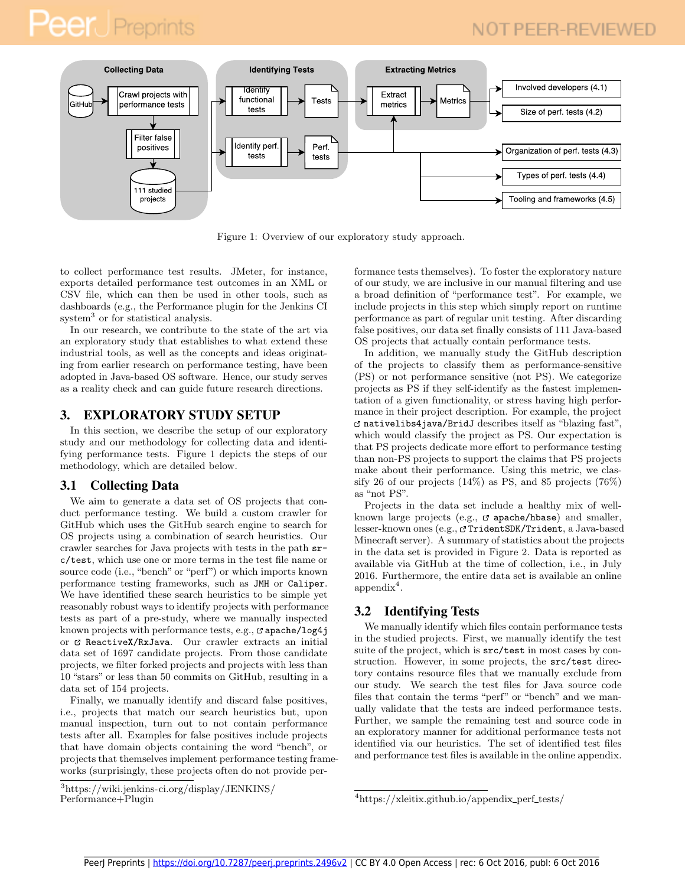Figure 1: Overview of our exploratory study approach.

to collect performance test results. JMeter, for instance, exports detailed performance test outcomes in an XML or CSV file, which can then be used in other tools, such as dashboards (e.g., the Performance plugin for the Jenkins CI system[3] or for statistical analysis.

In our research, we contribute to the state of the art via an exploratory study that establishes to what extend these industrial tools, as well as the concepts and ideas originating from earlier research on performance testing, have been adopted in Java-based OS software. Hence, our study serves as a reality check and can guide future research directions.

# 3. EXPLORATORY STUDY SETUP

In this section, we describe the setup of our exploratory study and our methodology for collecting data and identifying performance tests. Figure 1 depicts the steps of our methodology, which are detailed below.

## 3.1 Collecting Data

We aim to generate a data set of OS projects that conduct performance testing. We build a custom crawler for GitHub which uses the GitHub search engine to search for OS projects using a combination of search heuristics. Our crawler searches for Java projects with tests in the path `src/test`, which use one or more terms in the test file name or source code (i.e., "bench" or "perf") or which imports known performance testing frameworks, such as `JMH` or `Caliper`. We have identified these search heuristics to be simple yet reasonably robust ways to identify projects with performance tests as part of a pre-study, where we manually inspected known projects with performance tests, e.g., `apache/log4j` or `ReactiveX/RxJava`. Our crawler extracts an initial data set of 1697 candidate projects. From those candidate projects, we filter forked projects and projects with less than 10 "stars" or less than 50 commits on GitHub, resulting in a data set of 154 projects.

Finally, we manually identify and discard false positives, i.e., projects that match our search heuristics but, upon manual inspection, turn out to not contain performance tests after all. Examples for false positives include projects that have domain objects containing the word "bench", or projects that themselves implement performance testing frameworks (surprisingly, these projects often do not provide performance tests themselves). To foster the exploratory nature of our study, we are inclusive in our manual filtering and use a broad definition of "performance test". For example, we include projects in this step which simply report on runtime performance as part of regular unit testing. After discarding false positives, our data set finally consists of 111 Java-based OS projects that actually contain performance tests.

In addition, we manually study the GitHub description of the projects to classify them as performance-sensitive (PS) or not performance sensitive (not PS). We categorize projects as PS if they self-identify as the fastest implementation of a given functionality, or stress having high performance in their project description. For example, the project `nativelibs4java/BridJ` describes itself as "blazing fast", which would classify the project as PS. Our expectation is that PS projects dedicate more effort to performance testing than non-PS projects to support the claims that PS projects make about their performance. Using this metric, we classify 26 of our projects (14%) as PS, and 85 projects (76%) as "not PS".

Projects in the data set include a healthy mix of well-known large projects (e.g., `apache/hbase`) and smaller, lesser-known ones (e.g., `TridentSDK/Trident`, a Java-based Minecraft server). A summary of statistics about the projects in the data set is provided in Figure 2. Data is reported as available via GitHub at the time of collection, i.e., in July 2016. Furthermore, the entire data set is available an online appendix[4].

## 3.2 Identifying Tests

We manually identify which files contain performance tests in the studied projects. First, we manually identify the test suite of the project, which is `src/test` in most cases by construction. However, in some projects, the `src/test` directory contains resource files that we manually exclude from our study. We search the test files for Java source code files that contain the terms "perf" or "bench" and we manually validate that the tests are indeed performance tests. Further, we sample the remaining test and source code in an exploratory manner for additional performance tests not identified via our heuristics. The set of identified test files and performance test files is available in the online appendix.

[3] https://wiki.jenkins-ci.org/display/JENKINS/Performance+Plugin

[4] https://xleitix.github.io/appendix_perf_tests/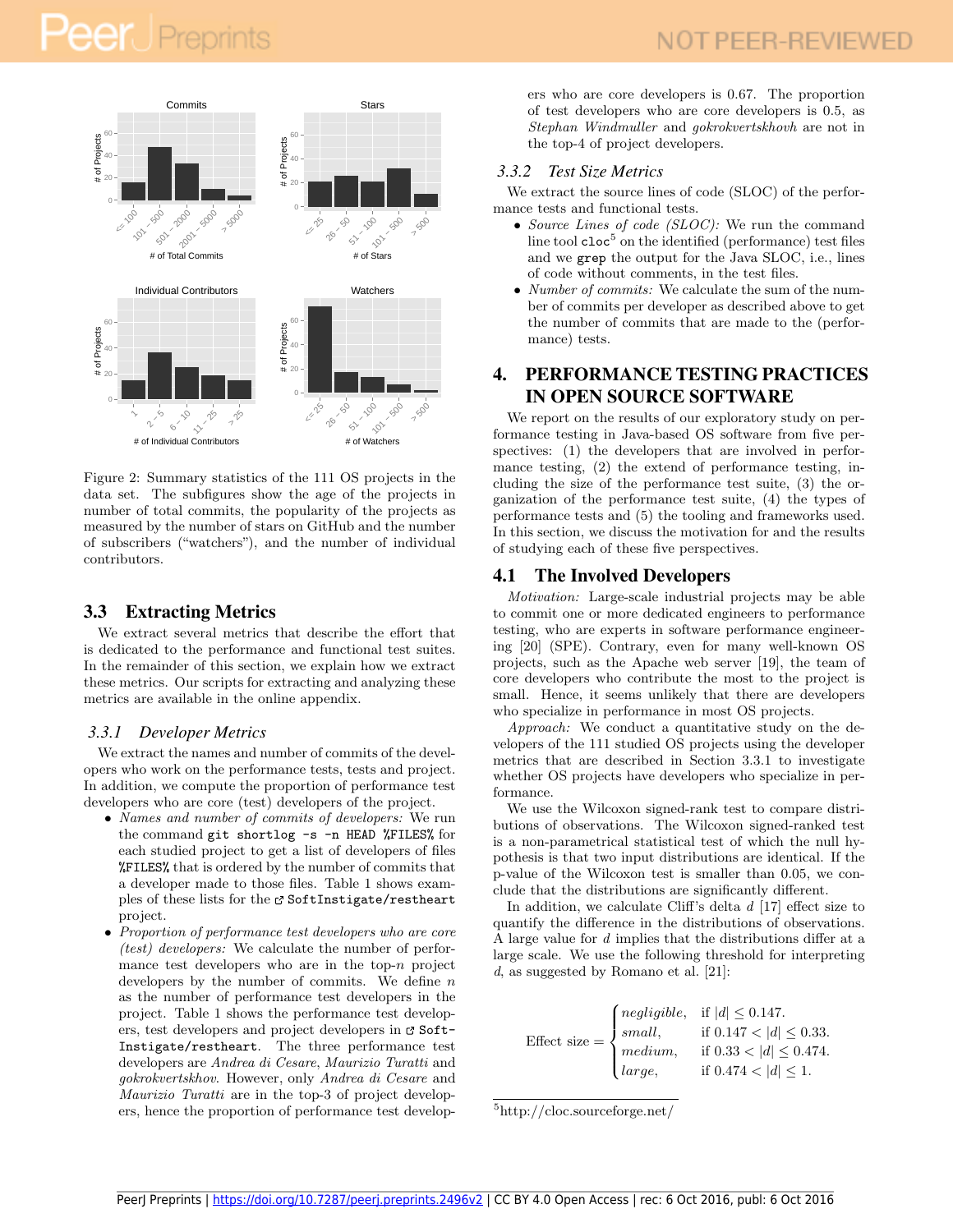Figure 2: Summary statistics of the 111 OS projects in the data set. The subfigures show the age of the projects in number of total commits, the popularity of the projects as measured by the number of stars on GitHub and the number of subscribers ("watchers"), and the number of individual contributors.

## 3.3 Extracting Metrics

We extract several metrics that describe the effort that is dedicated to the performance and functional test suites. In the remainder of this section, we explain how we extract these metrics. Our scripts for extracting and analyzing these metrics are available in the online appendix.

### 3.3.1 Developer Metrics

We extract the names and number of commits of the developers who work on the performance tests, tests and project. In addition, we compute the proportion of performance test developers who are core (test) developers of the project.

- *Names and number of commits of developers:* We run the command `git shortlog -s -n HEAD %FILES%` for each studied project to get a list of developers of files `%FILES%` that is ordered by the number of commits that a developer made to those files. Table 1 shows examples of these lists for the `SoftInstigate/restheart` project.
- *Proportion of performance test developers who are core (test) developers:* We calculate the number of performance test developers who are in the top-$n$ project developers by the number of commits. We define $n$ as the number of performance test developers in the project. Table 1 shows the performance test developers, test developers and project developers in `SoftInstigate/restheart`. The three performance test developers are *Andrea di Cesare*, *Maurizio Turatti* and *gokrokvertskhov*. However, only *Andrea di Cesare* and *Maurizio Turatti* are in the top-3 of project developers, hence the proportion of performance test developers who are core developers is 0.67. The proportion of test developers who are core developers is 0.5, as *Stephan Windmuller* and *gokrokvertskhovh* are not in the top-4 of project developers.

### 3.3.2 Test Size Metrics

We extract the source lines of code (SLOC) of the performance tests and functional tests.

- *Source Lines of Code (SLOC):* We run the command line tool `cloc`[5] on the identified (performance) test files and we `grep` the output for the Java SLOC, i.e., lines of code without comments, in the test files.
- *Number of commits:* We calculate the sum of the number of commits per developer as described above to get the number of commits that are made to the (performance) tests.

# 4. PERFORMANCE TESTING PRACTICES IN OPEN SOURCE SOFTWARE

We report on the results of our exploratory study on performance testing in Java-based OS software from five perspectives: (1) the developers that are involved in performance testing, (2) the extend of performance testing, including the size of the performance test suite, (3) the organization of the performance test suite, (4) the types of performance tests and (5) the tooling and frameworks used. In this section, we discuss the motivation for and the results of studying each of these five perspectives.

## 4.1 The Involved Developers

*Motivation:* Large-scale industrial projects may be able to commit one or more dedicated engineers to performance testing, who are experts in software performance engineering [20] (SPE). Contrary, even for many well-known OS projects, such as the Apache web server [19], the team of core developers who contribute the most to the project is small. Hence, it seems unlikely that there are developers who specialize in performance in most OS projects.

*Approach:* We conduct a quantitative study on the developers of the 111 studied OS projects using the developer metrics that are described in Section 3.3.1 to investigate whether OS projects have developers who specialize in performance.

We use the Wilcoxon signed-rank test to compare distributions of observations. The Wilcoxon signed-ranked test is a non-parametrical statistical test of which the null hypothesis is that two input distributions are identical. If the p-value of the Wilcoxon test is smaller than 0.05, we conclude that the distributions are significantly different.

In addition, we calculate Cliff's delta $d$ [17] effect size to quantify the difference in the distributions of observations. A large value for $d$ implies that the distributions differ at a large scale. We use the following threshold for interpreting $d$, as suggested by Romano et al. [21]:

$$\text{Effect size} = \begin{cases} \textit{negligible}, & \text{if } |d| \leq 0.147. \\ \textit{small}, & \text{if } 0.147 < |d| \leq 0.33. \\ \textit{medium}, & \text{if } 0.33 < |d| \leq 0.474. \\ \textit{large}, & \text{if } 0.474 < |d| \leq 1. \end{cases}$$

[5] http://cloc.sourceforge.net/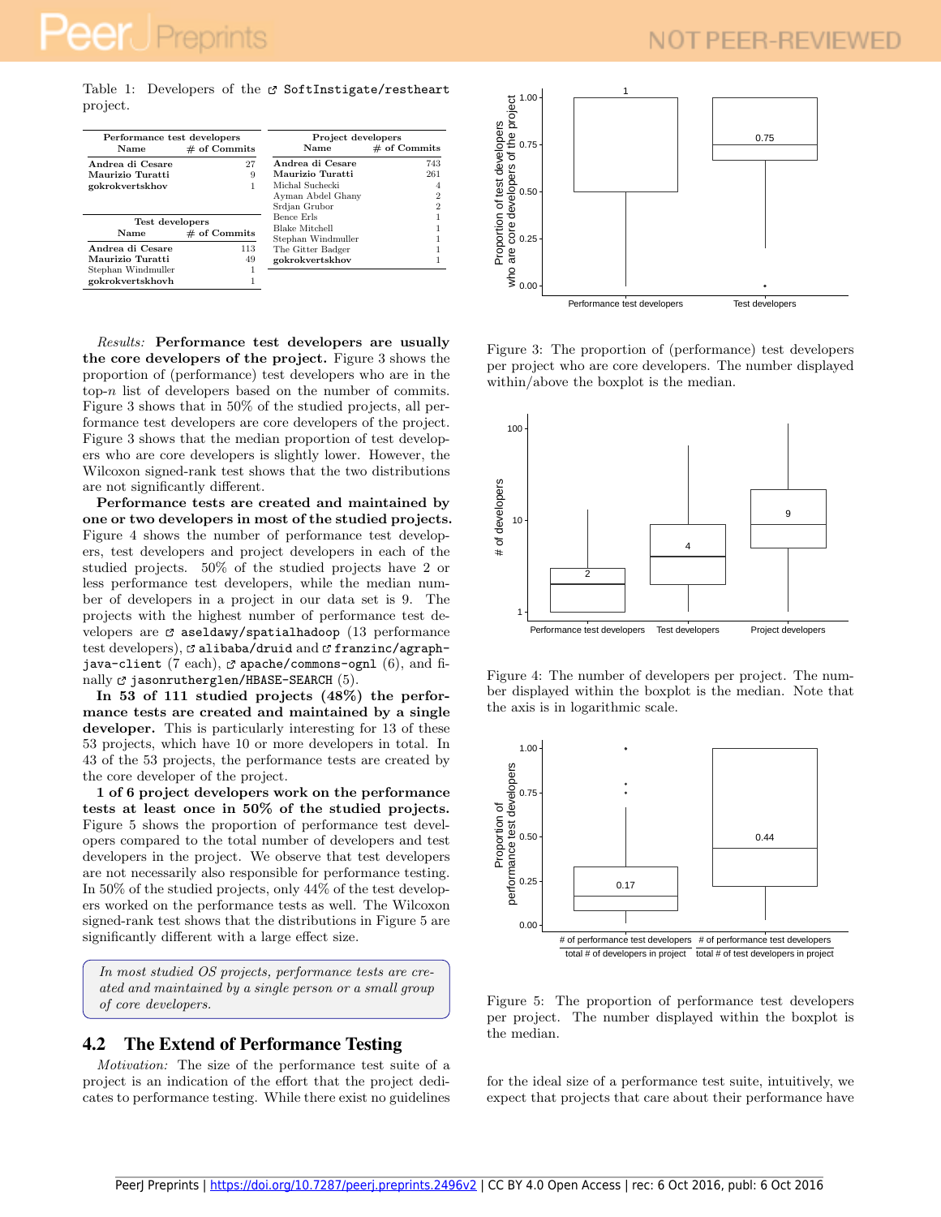Table 1: Developers of the SoftInstigate/restheart project.

| Performance test developers | |
|---|---|
| **Name** | **# of Commits** |
| **Andrea di Cesare** | 27 |
| **Maurizio Turatti** | 9 |
| **gokrokvertskhov** | 1 |

| Test developers | |
|---|---|
| **Name** | **# of Commits** |
| **Andrea di Cesare** | 113 |
| **Maurizio Turatti** | 49 |
| Stephan Windmuller | 1 |
| **gokrokvertskhovh** | 1 |

| Project developers | |
|---|---|
| **Name** | **# of Commits** |
| **Andrea di Cesare** | 743 |
| **Maurizio Turatti** | 261 |
| Michal Suchecki | 4 |
| Ayman Abdel Ghany | 2 |
| Srdjan Grubor | 2 |
| Bence Erls | 1 |
| Blake Mitchell | 1 |
| Stephan Windmuller | 1 |
| The Gitter Badger | 1 |
| **gokrokvertskhov** | 1 |

*Results:* **Performance test developers are usually the core developers of the project.** Figure 3 shows the proportion of (performance) test developers who are in the top-$n$ list of developers based on the number of commits. Figure 3 shows that in 50% of the studied projects, all performance test developers are core developers of the project. Figure 3 shows that the median proportion of test developers who are core developers is slightly lower. However, the Wilcoxon signed-rank test shows that the two distributions are not significantly different.

**Performance tests are created and maintained by one or two developers in most of the studied projects.** Figure 4 shows the number of performance test developers, test developers and project developers in each of the studied projects. 50% of the studied projects have 2 or less performance test developers, while the median number of developers in a project in our data set is 9. The projects with the highest number of performance test developers are aseldawy/spatialhadoop (13 performance test developers), alibaba/druid and franzinc/agraph-java-client (7 each), apache/commons-ognl (6), and finally jasonrutherglen/HBASE-SEARCH (5).

**In 53 of 111 studied projects (48%) the performance tests are created and maintained by a single developer.** This is particularly interesting for 13 of these 53 projects, which have 10 or more developers in total. In 43 of the 53 projects, the performance tests are created by the core developer of the project.

**1 of 6 project developers work on the performance tests at least once in 50% of the studied projects.** Figure 5 shows the proportion of performance test developers compared to the total number of developers and test developers in the project. We observe that test developers are not necessarily also responsible for performance testing. In 50% of the studied projects, only 44% of the test developers worked on the performance tests as well. The Wilcoxon signed-rank test shows that the distributions in Figure 5 are significantly different with a large effect size.

> *In most studied OS projects, performance tests are created and maintained by a single person or a small group of core developers.*

## 4.2 The Extend of Performance Testing

*Motivation:* The size of the performance test suite of a project is an indication of the effort that the project dedicates to performance testing. While there exist no guidelines for the ideal size of a performance test suite, intuitively, we expect that projects that care about their performance have

Figure 3: The proportion of (performance) test developers per project who are core developers. The number displayed within/above the boxplot is the median.

Figure 4: The number of developers per project. The number displayed within the boxplot is the median. Note that the axis is in logarithmic scale.

Figure 5: The proportion of performance test developers per project. The number displayed within the boxplot is the median.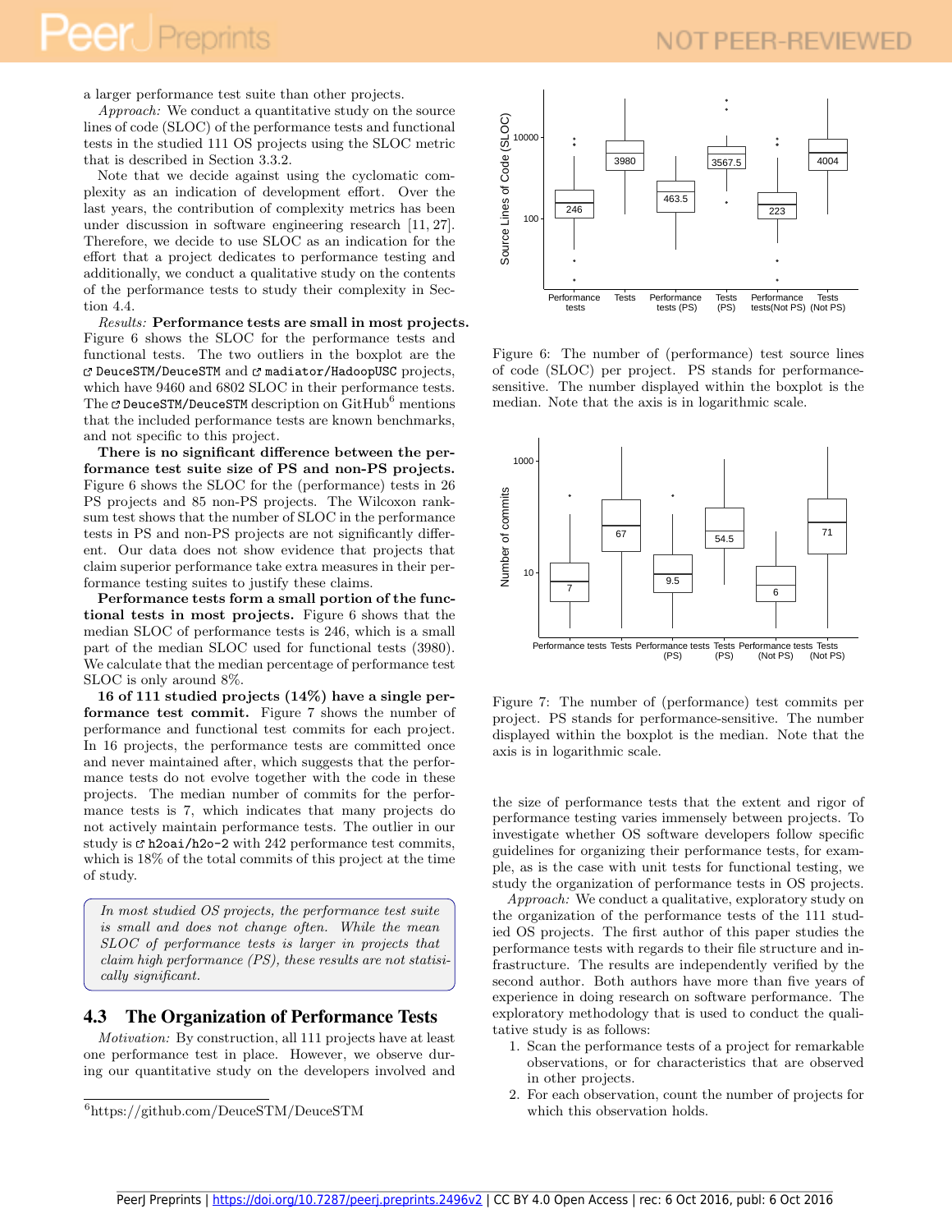a larger performance test suite than other projects.

*Approach:* We conduct a quantitative study on the source lines of code (SLOC) of the performance tests and functional tests in the studied 111 OS projects using the SLOC metric that is described in Section 3.3.2.

Note that we decide against using the cyclomatic complexity as an indication of development effort. Over the last years, the contribution of complexity metrics has been under discussion in software engineering research [11, 27]. Therefore, we decide to use SLOC as an indication for the effort that a project dedicates to performance testing and additionally, we conduct a qualitative study on the contents of the performance tests to study their complexity in Section 4.4.

*Results:* **Performance tests are small in most projects.** Figure 6 shows the SLOC for the performance tests and functional tests. The two outliers in the boxplot are the `DeuceSTM/DeuceSTM` and `madiator/HadoopUSC` projects, which have 9460 and 6802 SLOC in their performance tests. The `DeuceSTM/DeuceSTM` description on GitHub[6] mentions that the included performance tests are known benchmarks, and not specific to this project.

**There is no significant difference between the performance test suite size of PS and non-PS projects.** Figure 6 shows the SLOC for the (performance) tests in 26 PS projects and 85 non-PS projects. The Wilcoxon rank-sum test shows that the number of SLOC in the performance tests in PS and non-PS projects are not significantly different. Our data does not show evidence that projects that claim superior performance take extra measures in their performance testing suites to justify these claims.

**Performance tests form a small portion of the functional tests in most projects.** Figure 6 shows that the median SLOC of performance tests is 246, which is a small part of the median SLOC used for functional tests (3980). We calculate that the median percentage of performance test SLOC is only around 8%.

**16 of 111 studied projects (14%) have a single performance test commit.** Figure 7 shows the number of performance and functional test commits for each project. In 16 projects, the performance tests are committed once and never maintained after, which suggests that the performance tests do not evolve together with the code in these projects. The median number of commits for the performance tests is 7, which indicates that many projects do not actively maintain performance tests. The outlier in our study is `h2oai/h2o-2` with 242 performance test commits, which is 18% of the total commits of this project at the time of study.

> *In most studied OS projects, the performance test suite is small and does not change often. While the mean SLOC of performance tests is larger in projects that claim high performance (PS), these results are not statistically significant.*

## 4.3 The Organization of Performance Tests

*Motivation:* By construction, all 111 projects have at least one performance test in place. However, we observe during our quantitative study on the developers involved and the size of performance tests that the extent and rigor of performance testing varies immensely between projects. To investigate whether OS software developers follow specific guidelines for organizing their performance tests, for example, as is the case with unit tests for functional testing, we study the organization of performance tests in OS projects.

*Approach:* We conduct a qualitative, exploratory study on the organization of the performance tests of the 111 studied OS projects. The first author of this paper studies the performance tests with regards to their file structure and infrastructure. The results are independently verified by the second author. Both authors have more than five years of experience in doing research on software performance. The exploratory methodology that is used to conduct the qualitative study is as follows:

1. Scan the performance tests of a project for remarkable observations, or for characteristics that are observed in other projects.
2. For each observation, count the number of projects for which this observation holds.

Figure 6: The number of (performance) test source lines of code (SLOC) per project. PS stands for performance-sensitive. The number displayed within the boxplot is the median. Note that the axis is in logarithmic scale.

Figure 7: The number of (performance) test commits per project. PS stands for performance-sensitive. The number displayed within the boxplot is the median. Note that the axis is in logarithmic scale.

[6] https://github.com/DeuceSTM/DeuceSTM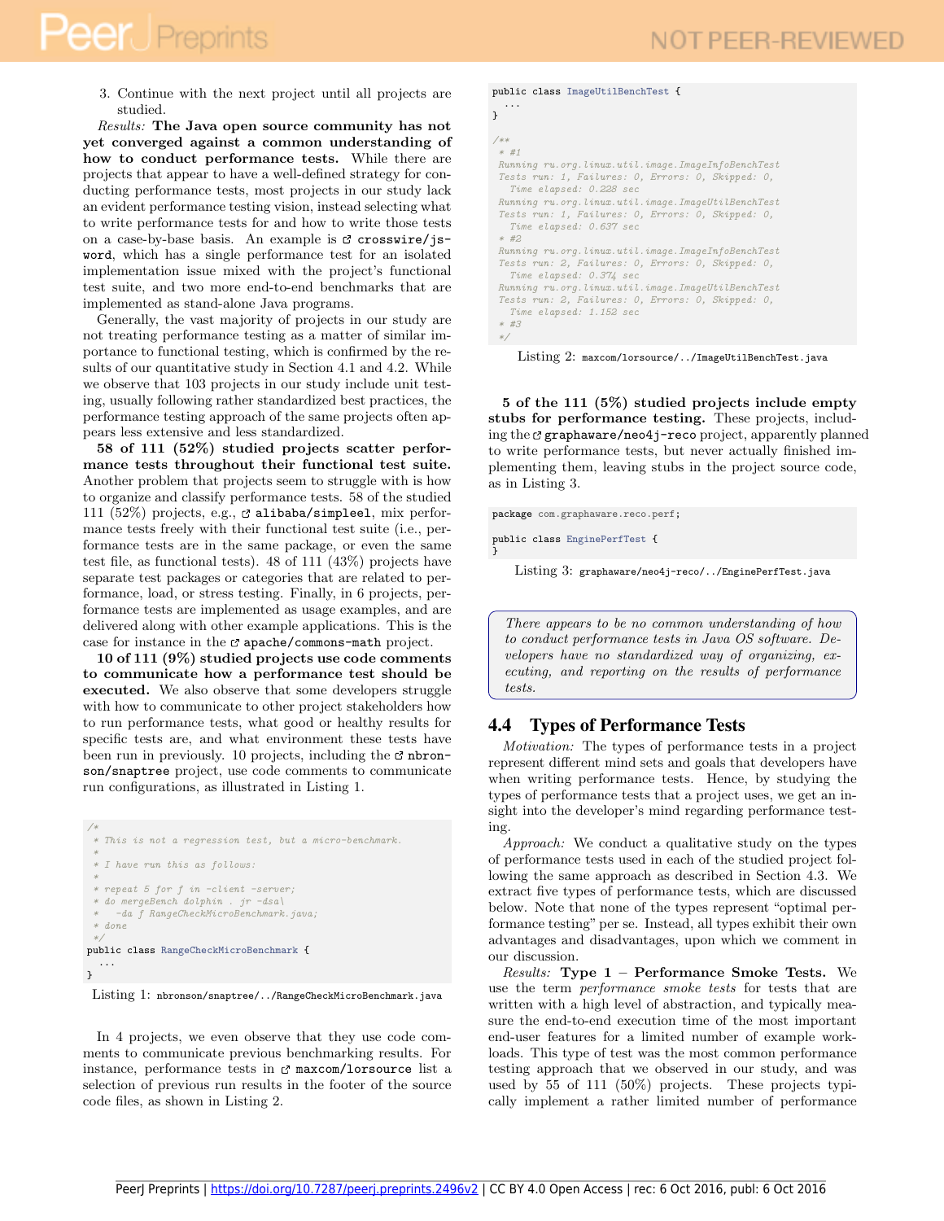3. Continue with the next project until all projects are studied.

*Results:* **The Java open source community has not yet converged against a common understanding of how to conduct performance tests.** While there are projects that appear to have a well-defined strategy for conducting performance tests, most projects in our study lack an evident performance testing vision, instead selecting what to write performance tests for and how to write those tests on a case-by-base basis. An example is crosswire/jsword, which has a single performance test for an isolated implementation issue mixed with the project's functional test suite, and two more end-to-end benchmarks that are implemented as stand-alone Java programs.

Generally, the vast majority of projects in our study are not treating performance testing as a matter of similar importance to functional testing, which is confirmed by the results of our quantitative study in Section 4.1 and 4.2. While we observe that 103 projects in our study include unit testing, usually following rather standardized best practices, the performance testing approach of the same projects often appears less extensive and less standardized.

**58 of 111 (52%) studied projects scatter performance tests throughout their functional test suite.** Another problem that projects seem to struggle with is how to organize and classify performance tests. 58 of the studied 111 (52%) projects, e.g., alibaba/simpleel, mix performance tests freely with their functional test suite (i.e., performance tests are in the same package, or even the same test file, as functional tests). 48 of 111 (43%) projects have separate test packages or categories that are related to performance, load, or stress testing. Finally, in 6 projects, performance tests are implemented as usage examples, and are delivered along with other example applications. This is the case for instance in the apache/commons-math project.

**10 of 111 (9%) studied projects use code comments to communicate how a performance test should be executed.** We also observe that some developers struggle with how to communicate to other project stakeholders how to run performance tests, what good or healthy results for specific tests are, and what environment these tests have been run in previously. 10 projects, including the nbronson/snaptree project, use code comments to communicate run configurations, as illustrated in Listing 1.

```
/*
 * This is not a regression test, but a micro-benchmark.
 *
 * I have run this as follows:
 *
 * repeat 5 for f in -client -server;
 * do mergeBench dolphin . jr -dsa\
 *    -da f RangeCheckMicroBenchmark.java;
 * done
 */
public class RangeCheckMicroBenchmark {
  ...
}
```

Listing 1: nbronson/snaptree/../RangeCheckMicroBenchmark.java

In 4 projects, we even observe that they use code comments to communicate previous benchmarking results. For instance, performance tests in maxcom/lorsource list a selection of previous run results in the footer of the source code files, as shown in Listing 2.

```
public class ImageUtilBenchTest {
  ...
}

/**
 * #1
 Running ru.org.linux.util.image.ImageInfoBenchTest
 Tests run: 1, Failures: 0, Errors: 0, Skipped: 0,
   Time elapsed: 0.228 sec
 Running ru.org.linux.util.image.ImageUtilBenchTest
 Tests run: 1, Failures: 0, Errors: 0, Skipped: 0,
   Time elapsed: 0.637 sec
 * #2
 Running ru.org.linux.util.image.ImageInfoBenchTest
 Tests run: 2, Failures: 0, Errors: 0, Skipped: 0,
   Time elapsed: 0.374 sec
 Running ru.org.linux.util.image.ImageUtilBenchTest
 Tests run: 2, Failures: 0, Errors: 0, Skipped: 0,
   Time elapsed: 1.152 sec
 * #3
 */
```

Listing 2: maxcom/lorsource/../ImageUtilBenchTest.java

**5 of the 111 (5%) studied projects include empty stubs for performance testing.** These projects, including the graphaware/neo4j-reco project, apparently planned to write performance tests, but never actually finished implementing them, leaving stubs in the project source code, as in Listing 3.

```
package com.graphaware.reco.perf;

public class EnginePerfTest {
}
```

Listing 3: graphaware/neo4j-reco/../EnginePerfTest.java

> *There appears to be no common understanding of how to conduct performance tests in Java OS software. Developers have no standardized way of organizing, executing, and reporting on the results of performance tests.*

## 4.4 Types of Performance Tests

*Motivation:* The types of performance tests in a project represent different mind sets and goals that developers have when writing performance tests. Hence, by studying the types of performance tests that a project uses, we get an insight into the developer's mind regarding performance testing.

*Approach:* We conduct a qualitative study on the types of performance tests used in each of the studied project following the same approach as described in Section 4.3. We extract five types of performance tests, which are discussed below. Note that none of the types represent "optimal performance testing" per se. Instead, all types exhibit their own advantages and disadvantages, upon which we comment in our discussion.

*Results:* **Type 1 – Performance Smoke Tests.** We use the term *performance smoke tests* for tests that are written with a high level of abstraction, and typically measure the end-to-end execution time of the most important end-user features for a limited number of example workloads. This type of test was the most common performance testing approach that we observed in our study, and was used by 55 of 111 (50%) projects. These projects typically implement a rather limited number of performance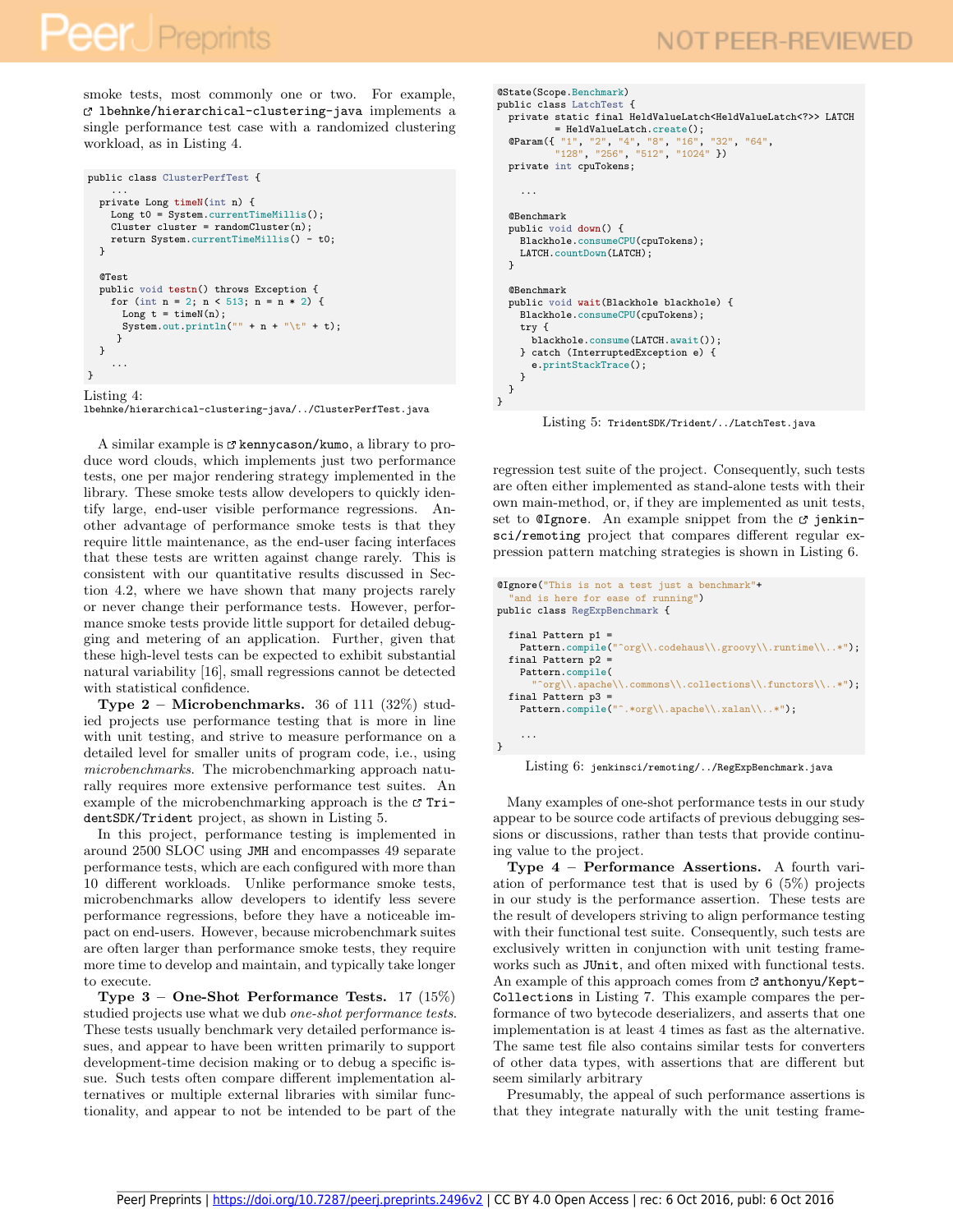smoke tests, most commonly one or two. For example, lbehnke/hierarchical-clustering-java implements a single performance test case with a randomized clustering workload, as in Listing 4.

```
public class ClusterPerfTest {
    ...
  private Long timeN(int n) {
    Long t0 = System.currentTimeMillis();
    Cluster cluster = randomCluster(n);
    return System.currentTimeMillis() - t0;
  }

  @Test
  public void testn() throws Exception {
    for (int n = 2; n < 513; n = n * 2) {
      Long t = timeN(n);
       System.out.println("" + n + "\t" + t);
     }
  }
    ...
}
```

Listing 4: lbehnke/hierarchical-clustering-java/../ClusterPerfTest.java

A similar example is kennycason/kumo, a library to produce word clouds, which implements just two performance tests, one per major rendering strategy implemented in the library. These smoke tests allow developers to quickly identify large, end-user visible performance regressions. Another advantage of performance smoke tests is that they require little maintenance, as the end-user facing interfaces that these tests are written against change rarely. This is consistent with our quantitative results discussed in Section 4.2, where we have shown that many projects rarely or never change their performance tests. However, performance smoke tests provide little support for detailed debugging and metering of an application. Further, given that these high-level tests can be expected to exhibit substantial natural variability [16], small regressions cannot be detected with statistical confidence.

**Type 2 – Microbenchmarks.** 36 of 111 (32%) studied projects use performance testing that is more in line with unit testing, and strive to measure performance on a detailed level for smaller units of program code, i.e., using *microbenchmarks*. The microbenchmarking approach naturally requires more extensive performance test suites. An example of the microbenchmarking approach is the TridentSDK/Trident project, as shown in Listing 5.

In this project, performance testing is implemented in around 2500 SLOC using JMH and encompasses 49 separate performance tests, which are each configured with more than 10 different workloads. Unlike performance smoke tests, microbenchmarks allow developers to identify less severe performance regressions, before they have a noticeable impact on end-users. However, because microbenchmark suites are often larger than performance smoke tests, they require more time to develop and maintain, and typically take longer to execute.

**Type 3 – One-Shot Performance Tests.** 17 (15%) studied projects use what we dub *one-shot performance tests*. These tests usually benchmark very detailed performance issues, and appear to have been written primarily to support development-time decision making or to debug a specific issue. Such tests often compare different implementation alternatives or multiple external libraries with similar functionality, and appear to not be intended to be part of the

```
@State(Scope.Benchmark)
public class LatchTest {
  private static final HeldValueLatch<HeldValueLatch<?>> LATCH
          = HeldValueLatch.create();
  @Param({ "1", "2", "4", "8", "16", "32", "64",
          "128", "256", "512", "1024" })
  private int cpuTokens;

    ...

  @Benchmark
  public void down() {
    Blackhole.consumeCPU(cpuTokens);
    LATCH.countDown(LATCH);
  }

  @Benchmark
  public void wait(Blackhole blackhole) {
    Blackhole.consumeCPU(cpuTokens);
    try {
      blackhole.consume(LATCH.await());
    } catch (InterruptedException e) {
      e.printStackTrace();
    }
  }
}
```

Listing 5: TridentSDK/Trident/../LatchTest.java

regression test suite of the project. Consequently, such tests are often either implemented as stand-alone tests with their own main-method, or, if they are implemented as unit tests, set to @Ignore. An example snippet from the jenkinsci/remoting project that compares different regular expression pattern matching strategies is shown in Listing 6.

```
@Ignore("This is not a test just a benchmark"+
  "and is here for ease of running")
public class RegExpBenchmark {

  final Pattern p1 =
    Pattern.compile("^org\\.codehaus\\.groovy\\.runtime\\..*");
  final Pattern p2 =
    Pattern.compile(
      "^org\\.apache\\.commons\\.collections\\.functors\\..*");
  final Pattern p3 =
    Pattern.compile("^.*org\\.apache\\.xalan\\..*");

    ...
}
```

Listing 6: jenkinsci/remoting/../RegExpBenchmark.java

Many examples of one-shot performance tests in our study appear to be source code artifacts of previous debugging sessions or discussions, rather than tests that provide continuing value to the project.

**Type 4 – Performance Assertions.** A fourth variation of performance test that is used by 6 (5%) projects in our study is the performance assertion. These tests are the result of developers striving to align performance testing with their functional test suite. Consequently, such tests are exclusively written in conjunction with unit testing frameworks such as JUnit, and often mixed with functional tests. An example of this approach comes from anthonyu/Kept-Collections in Listing 7. This example compares the performance of two bytecode deserializers, and asserts that one implementation is at least 4 times as fast as the alternative. The same test file also contains similar tests for converters of other data types, with assertions that are different but seem similarly arbitrary

Presumably, the appeal of such performance assertions is that they integrate naturally with the unit testing frame-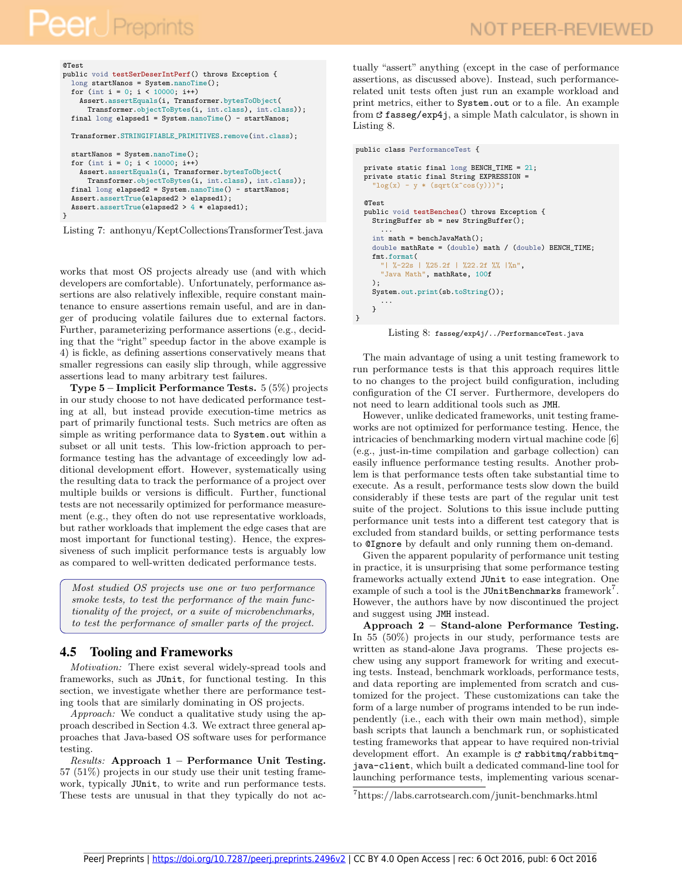```
@Test
public void testSerDeserIntPerf() throws Exception {
  long startNanos = System.nanoTime();
  for (int i = 0; i < 10000; i++)
    Assert.assertEquals(i, Transformer.bytesToObject(
      Transformer.objectToBytes(i, int.class), int.class));
  final long elapsed1 = System.nanoTime() - startNanos;

  Transformer.STRINGIFIABLE_PRIMITIVES.remove(int.class);

  startNanos = System.nanoTime();
  for (int i = 0; i < 10000; i++)
    Assert.assertEquals(i, Transformer.bytesToObject(
      Transformer.objectToBytes(i, int.class), int.class));
  final long elapsed2 = System.nanoTime() - startNanos;
  Assert.assertTrue(elapsed2 > elapsed1);
  Assert.assertTrue(elapsed2 > 4 * elapsed1);
}
```

Listing 7: anthonyu/KeptCollectionsTransformerTest.java

works that most OS projects already use (and with which developers are comfortable). Unfortunately, performance assertions are also relatively inflexible, require constant maintenance to ensure assertions remain useful, and are in danger of producing volatile failures due to external factors. Further, parameterizing performance assertions (e.g., deciding that the "right" speedup factor in the above example is 4) is fickle, as defining assertions conservatively means that smaller regressions can easily slip through, while aggressive assertions lead to many arbitrary test failures.

**Type 5 – Implicit Performance Tests.** 5 (5%) projects in our study choose to not have dedicated performance testing at all, but instead provide execution-time metrics as part of primarily functional tests. Such metrics are often as simple as writing performance data to `System.out` within a subset or all unit tests. This low-friction approach to performance testing has the advantage of exceedingly low additional development effort. However, systematically using the resulting data to track the performance of a project over multiple builds or versions is difficult. Further, functional tests are not necessarily optimized for performance measurement (e.g., they often do not use representative workloads, but rather workloads that implement the edge cases that are most important for functional testing). Hence, the expressiveness of such implicit performance tests is arguably low as compared to well-written dedicated performance tests.

> *Most studied OS projects use one or two performance smoke tests, to test the performance of the main functionality of the project, or a suite of microbenchmarks, to test the performance of smaller parts of the project.*

## 4.5 Tooling and Frameworks

*Motivation:* There exist several widely-spread tools and frameworks, such as JUnit, for functional testing. In this section, we investigate whether there are performance testing tools that are similarly dominating in OS projects.

*Approach:* We conduct a qualitative study using the approach described in Section 4.3. We extract three general approaches that Java-based OS software uses for performance testing.

*Results:* **Approach 1 – Performance Unit Testing.** 57 (51%) projects in our study use their unit testing framework, typically JUnit, to write and run performance tests. These tests are unusual in that they typically do not actually "assert" anything (except in the case of performance assertions, as discussed above). Instead, such performance-related unit tests often just run an example workload and print metrics, either to `System.out` or to a file. An example from fasseg/exp4j, a simple Math calculator, is shown in Listing 8.

```
public class PerformanceTest {

  private static final long BENCH_TIME = 2l;
  private static final String EXPRESSION =
    "log(x) - y * (sqrt(x^cos(y)))";

  @Test
  public void testBenches() throws Exception {
    StringBuffer sb = new StringBuffer();
      ...
    int math = benchJavaMath();
    double mathRate = (double) math / (double) BENCH_TIME;
    fmt.format(
      "| %-22s | %25.2f | %22.2f %% |%n",
      "Java Math", mathRate, 100f
    );
    System.out.print(sb.toString());
      ...
  }
}
```

Listing 8: fasseg/exp4j/../PerformanceTest.java

The main advantage of using a unit testing framework to run performance tests is that this approach requires little to no changes to the project build configuration, including configuration of the CI server. Furthermore, developers do not need to learn additional tools such as JMH.

However, unlike dedicated frameworks, unit testing frameworks are not optimized for performance testing. Hence, the intricacies of benchmarking modern virtual machine code [6] (e.g., just-in-time compilation and garbage collection) can easily influence performance testing results. Another problem is that performance tests often take substantial time to execute. As a result, performance tests slow down the build considerably if these tests are part of the regular unit test suite of the project. Solutions to this issue include putting performance unit tests into a different test category that is excluded from standard builds, or setting performance tests to `@Ignore` by default and only running them on-demand.

Given the apparent popularity of performance unit testing in practice, it is unsurprising that some performance testing frameworks actually extend JUnit to ease integration. One example of such a tool is the JUnitBenchmarks framework[7]. However, the authors have by now discontinued the project and suggest using JMH instead.

**Approach 2 – Stand-alone Performance Testing.** In 55 (50%) projects in our study, performance tests are written as stand-alone Java programs. These projects eschew using any support framework for writing and executing tests. Instead, benchmark workloads, performance tests, and data reporting are implemented from scratch and customized for the project. These customizations can take the form of a large number of programs intended to be run independently (i.e., each with their own main method), simple bash scripts that launch a benchmark run, or sophisticated testing frameworks that appear to have required non-trivial development effort. An example is rabbitmq/rabbitmq-java-client, which built a dedicated command-line tool for launching performance tests, implementing various scenar-

[7] https://labs.carrotsearch.com/junit-benchmarks.html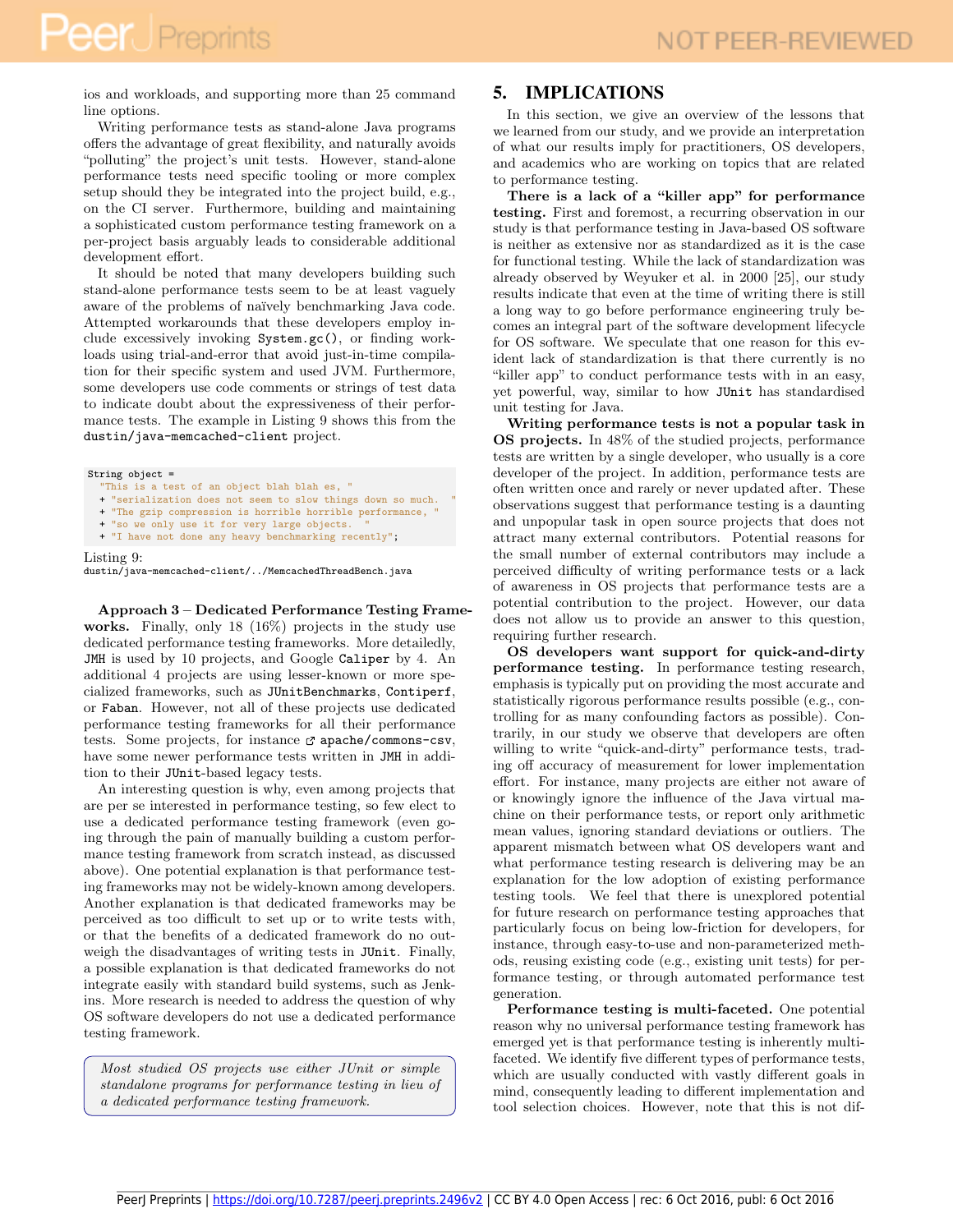ios and workloads, and supporting more than 25 command line options.

Writing performance tests as stand-alone Java programs offers the advantage of great flexibility, and naturally avoids "polluting" the project's unit tests. However, stand-alone performance tests need specific tooling or more complex setup should they be integrated into the project build, e.g., on the CI server. Furthermore, building and maintaining a sophisticated custom performance testing framework on a per-project basis arguably leads to considerable additional development effort.

It should be noted that many developers building such stand-alone performance tests seem to be at least vaguely aware of the problems of naïvely benchmarking Java code. Attempted workarounds that these developers employ include excessively invoking `System.gc()`, or finding workloads using trial-and-error that avoid just-in-time compilation for their specific system and used JVM. Furthermore, some developers use code comments or strings of test data to indicate doubt about the expressiveness of their performance tests. The example in Listing 9 shows this from the `dustin/java-memcached-client` project.

```
String object =
  "This is a test of an object blah blah es, "
  + "serialization does not seem to slow things down so much.  "
  + "The gzip compression is horrible horrible performance, "
  + "so we only use it for very large objects.  "
  + "I have not done any heavy benchmarking recently";
```

Listing 9:
dustin/java-memcached-client/../MemcachedThreadBench.java

**Approach 3 – Dedicated Performance Testing Frameworks.** Finally, only 18 (16%) projects in the study use dedicated performance testing frameworks. More detailedly, `JMH` is used by 10 projects, and Google `Caliper` by 4. An additional 4 projects are using lesser-known or more specialized frameworks, such as `JUnitBenchmarks`, `Contiperf`, or `Faban`. However, not all of these projects use dedicated performance testing frameworks for all their performance tests. Some projects, for instance `apache/commons-csv`, have some newer performance tests written in `JMH` in addition to their `JUnit`-based legacy tests.

An interesting question is why, even among projects that are per se interested in performance testing, so few elect to use a dedicated performance testing framework (even going through the pain of manually building a custom performance testing framework from scratch instead, as discussed above). One potential explanation is that performance testing frameworks may not be widely-known among developers. Another explanation is that dedicated frameworks may be perceived as too difficult to set up or to write tests with, or that the benefits of a dedicated framework do no outweigh the disadvantages of writing tests in `JUnit`. Finally, a possible explanation is that dedicated frameworks do not integrate easily with standard build systems, such as Jenkins. More research is needed to address the question of why OS software developers do not use a dedicated performance testing framework.

> *Most studied OS projects use either JUnit or simple standalone programs for performance testing in lieu of a dedicated performance testing framework.*

## 5. IMPLICATIONS

In this section, we give an overview of the lessons that we learned from our study, and we provide an interpretation of what our results imply for practitioners, OS developers, and academics who are working on topics that are related to performance testing.

**There is a lack of a "killer app" for performance testing.** First and foremost, a recurring observation in our study is that performance testing in Java-based OS software is neither as extensive nor as standardized as it is the case for functional testing. While the lack of standardization was already observed by Weyuker et al. in 2000 [25], our study results indicate that even at the time of writing there is still a long way to go before performance engineering truly becomes an integral part of the software development lifecycle for OS software. We speculate that one reason for this evident lack of standardization is that there currently is no "killer app" to conduct performance tests with in an easy, yet powerful, way, similar to how `JUnit` has standardised unit testing for Java.

**Writing performance tests is not a popular task in OS projects.** In 48% of the studied projects, performance tests are written by a single developer, who usually is a core developer of the project. In addition, performance tests are often written once and rarely or never updated after. These observations suggest that performance testing is a daunting and unpopular task in open source projects that does not attract many external contributors. Potential reasons for the small number of external contributors may include a perceived difficulty of writing performance tests or a lack of awareness in OS projects that performance tests are a potential contribution to the project. However, our data does not allow us to provide an answer to this question, requiring further research.

**OS developers want support for quick-and-dirty performance testing.** In performance testing research, emphasis is typically put on providing the most accurate and statistically rigorous performance results possible (e.g., controlling for as many confounding factors as possible). Contrarily, in our study we observe that developers are often willing to write "quick-and-dirty" performance tests, trading off accuracy of measurement for lower implementation effort. For instance, many projects are either not aware of or knowingly ignore the influence of the Java virtual machine on their performance tests, or report only arithmetic mean values, ignoring standard deviations or outliers. The apparent mismatch between what OS developers want and what performance testing research is delivering may be an explanation for the low adoption of existing performance testing tools. We feel that there is unexplored potential for future research on performance testing approaches that particularly focus on being low-friction for developers, for instance, through easy-to-use and non-parameterized methods, reusing existing code (e.g., existing unit tests) for performance testing, or through automated performance test generation.

**Performance testing is multi-faceted.** One potential reason why no universal performance testing framework has emerged yet is that performance testing is inherently multi-faceted. We identify five different types of performance tests, which are usually conducted with vastly different goals in mind, consequently leading to different implementation and tool selection choices. However, note that this is not dif-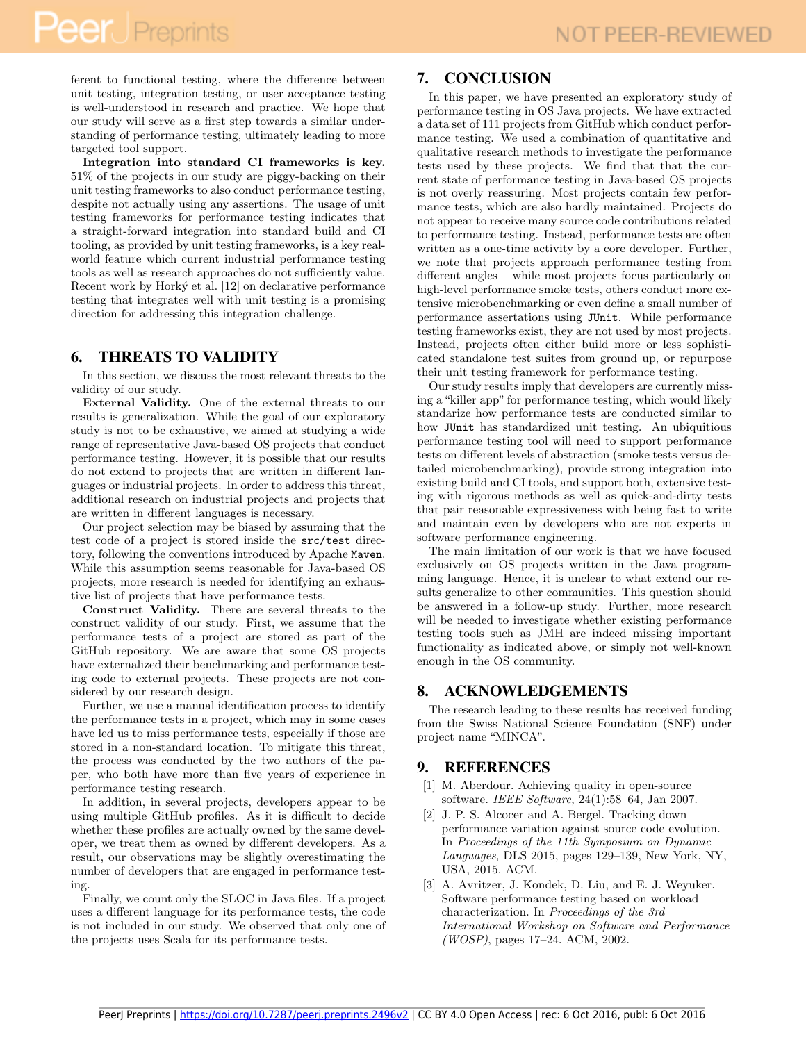ferent to functional testing, where the difference between unit testing, integration testing, or user acceptance testing is well-understood in research and practice. We hope that our study will serve as a first step towards a similar understanding of performance testing, ultimately leading to more targeted tool support.

**Integration into standard CI frameworks is key.** 51% of the projects in our study are piggy-backing on their unit testing frameworks to also conduct performance testing, despite not actually using any assertions. The usage of unit testing frameworks for performance testing indicates that a straight-forward integration into standard build and CI tooling, as provided by unit testing frameworks, is a key real-world feature which current industrial performance testing tools as well as research approaches do not sufficiently value. Recent work by Horký et al. [12] on declarative performance testing that integrates well with unit testing is a promising direction for addressing this integration challenge.

## 6. THREATS TO VALIDITY

In this section, we discuss the most relevant threats to the validity of our study.

**External Validity.** One of the external threats to our results is generalization. While the goal of our exploratory study is not to be exhaustive, we aimed at studying a wide range of representative Java-based OS projects that conduct performance testing. However, it is possible that our results do not extend to projects that are written in different languages or industrial projects. In order to address this threat, additional research on industrial projects and projects that are written in different languages is necessary.

Our project selection may be biased by assuming that the test code of a project is stored inside the `src/test` directory, following the conventions introduced by Apache `Maven`. While this assumption seems reasonable for Java-based OS projects, more research is needed for identifying an exhaustive list of projects that have performance tests.

**Construct Validity.** There are several threats to the construct validity of our study. First, we assume that the performance tests of a project are stored as part of the GitHub repository. We are aware that some OS projects have externalized their benchmarking and performance testing code to external projects. These projects are not considered by our research design.

Further, we use a manual identification process to identify the performance tests in a project, which may in some cases have led us to miss performance tests, especially if those are stored in a non-standard location. To mitigate this threat, the process was conducted by the two authors of the paper, who both have more than five years of experience in performance testing research.

In addition, in several projects, developers appear to be using multiple GitHub profiles. As it is difficult to decide whether these profiles are actually owned by the same developer, we treat them as owned by different developers. As a result, our observations may be slightly overestimating the number of developers that are engaged in performance testing.

Finally, we count only the SLOC in Java files. If a project uses a different language for its performance tests, the code is not included in our study. We observed that only one of the projects uses Scala for its performance tests.

## 7. CONCLUSION

In this paper, we have presented an exploratory study of performance testing in OS Java projects. We have extracted a data set of 111 projects from GitHub which conduct performance testing. We used a combination of quantitative and qualitative research methods to investigate the performance tests used by these projects. We find that that the current state of performance testing in Java-based OS projects is not overly reassuring. Most projects contain few performance tests, which are also hardly maintained. Projects do not appear to receive many source code contributions related to performance testing. Instead, performance tests are often written as a one-time activity by a core developer. Further, we note that projects approach performance testing from different angles – while most projects focus particularly on high-level performance smoke tests, others conduct more extensive microbenchmarking or even define a small number of performance assertions using `JUnit`. While performance testing frameworks exist, they are not used by most projects. Instead, projects often either build more or less sophisticated standalone test suites from ground up, or repurpose their unit testing framework for performance testing.

Our study results imply that developers are currently missing a "killer app" for performance testing, which would likely standarize how performance tests are conducted similar to how `JUnit` has standardized unit testing. An ubiquitious performance testing tool will need to support performance tests on different levels of abstraction (smoke tests versus detailed microbenchmarking), provide strong integration into existing build and CI tools, and support both, extensive testing with rigorous methods as well as quick-and-dirty tests that pair reasonable expressiveness with being fast to write and maintain even by developers who are not experts in software performance engineering.

The main limitation of our work is that we have focused exclusively on OS projects written in the Java programming language. Hence, it is unclear to what extend our results generalize to other communities. This question should be answered in a follow-up study. Further, more research will be needed to investigate whether existing performance testing tools such as JMH are indeed missing important functionality as indicated above, or simply not well-known enough in the OS community.

## 8. ACKNOWLEDGEMENTS

The research leading to these results has received funding from the Swiss National Science Foundation (SNF) under project name "MINCA".

## 9. REFERENCES

[1] M. Aberdour. Achieving quality in open-source software. *IEEE Software*, 24(1):58–64, Jan 2007.

[2] J. P. S. Alcocer and A. Bergel. Tracking down performance variation against source code evolution. In *Proceedings of the 11th Symposium on Dynamic Languages*, DLS 2015, pages 129–139, New York, NY, USA, 2015. ACM.

[3] A. Avritzer, J. Kondek, D. Liu, and E. J. Weyuker. Software performance testing based on workload characterization. In *Proceedings of the 3rd International Workshop on Software and Performance (WOSP)*, pages 17–24. ACM, 2002.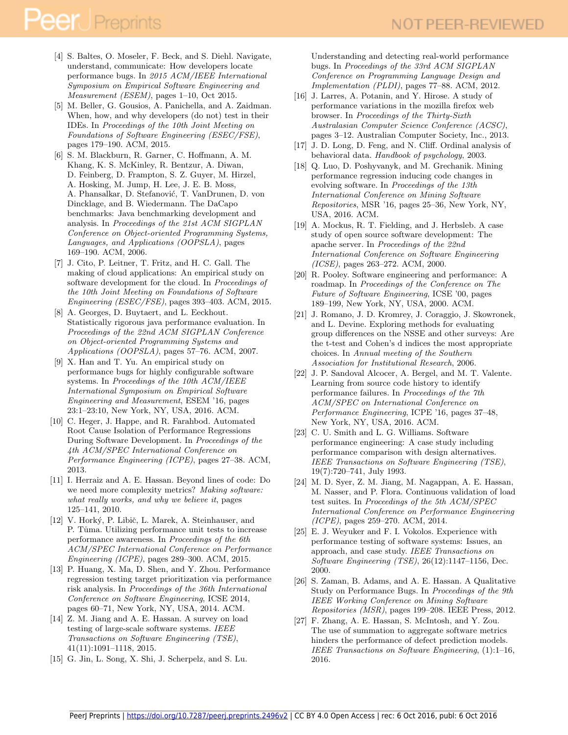[4] S. Baltes, O. Moseler, F. Beck, and S. Diehl. Navigate, understand, communicate: How developers locate performance bugs. In *2015 ACM/IEEE International Symposium on Empirical Software Engineering and Measurement (ESEM)*, pages 1–10, Oct 2015.

[5] M. Beller, G. Gousios, A. Panichella, and A. Zaidman. When, how, and why developers (do not) test in their IDEs. In *Proceedings of the 10th Joint Meeting on Foundations of Software Engineering (ESEC/FSE)*, pages 179–190. ACM, 2015.

[6] S. M. Blackburn, R. Garner, C. Hoffmann, A. M. Khang, K. S. McKinley, R. Bentzur, A. Diwan, D. Feinberg, D. Frampton, S. Z. Guyer, M. Hirzel, A. Hosking, M. Jump, H. Lee, J. E. B. Moss, A. Phansalkar, D. Stefanović, T. VanDrunen, D. von Dincklage, and B. Wiedermann. The DaCapo benchmarks: Java benchmarking development and analysis. In *Proceedings of the 21st ACM SIGPLAN Conference on Object-oriented Programming Systems, Languages, and Applications (OOPSLA)*, pages 169–190. ACM, 2006.

[7] J. Cito, P. Leitner, T. Fritz, and H. C. Gall. The making of cloud applications: An empirical study on software development for the cloud. In *Proceedings of the 10th Joint Meeting on Foundations of Software Engineering (ESEC/FSE)*, pages 393–403. ACM, 2015.

[8] A. Georges, D. Buytaert, and L. Eeckhout. Statistically rigorous java performance evaluation. In *Proceedings of the 22nd ACM SIGPLAN Conference on Object-oriented Programming Systems and Applications (OOPSLA)*, pages 57–76. ACM, 2007.

[9] X. Han and T. Yu. An empirical study on performance bugs for highly configurable software systems. In *Proceedings of the 10th ACM/IEEE International Symposium on Empirical Software Engineering and Measurement*, ESEM '16, pages 23:1–23:10, New York, NY, USA, 2016. ACM.

[10] C. Heger, J. Happe, and R. Farahbod. Automated Root Cause Isolation of Performance Regressions During Software Development. In *Proceedings of the 4th ACM/SPEC International Conference on Performance Engineering (ICPE)*, pages 27–38. ACM, 2013.

[11] I. Herraiz and A. E. Hassan. Beyond lines of code: Do we need more complexity metrics? *Making software: what really works, and why we believe it*, pages 125–141, 2010.

[12] V. Horký, P. Libič, L. Marek, A. Steinhauser, and P. Tůma. Utilizing performance unit tests to increase performance awareness. In *Proceedings of the 6th ACM/SPEC International Conference on Performance Engineering (ICPE)*, pages 289–300. ACM, 2015.

[13] P. Huang, X. Ma, D. Shen, and Y. Zhou. Performance regression testing target prioritization via performance risk analysis. In *Proceedings of the 36th International Conference on Software Engineering*, ICSE 2014, pages 60–71, New York, NY, USA, 2014. ACM.

[14] Z. M. Jiang and A. E. Hassan. A survey on load testing of large-scale software systems. *IEEE Transactions on Software Engineering (TSE)*, 41(11):1091–1118, 2015.

[15] G. Jin, L. Song, X. Shi, J. Scherpelz, and S. Lu. Understanding and detecting real-world performance bugs. In *Proceedings of the 33rd ACM SIGPLAN Conference on Programming Language Design and Implementation (PLDI)*, pages 77–88. ACM, 2012.

[16] J. Larres, A. Potanin, and Y. Hirose. A study of performance variations in the mozilla firefox web browser. In *Proceedings of the Thirty-Sixth Australasian Computer Science Conference (ACSC)*, pages 3–12. Australian Computer Society, Inc., 2013.

[17] J. D. Long, D. Feng, and N. Cliff. Ordinal analysis of behavioral data. *Handbook of psychology*, 2003.

[18] Q. Luo, D. Poshyvanyk, and M. Grechanik. Mining performance regression inducing code changes in evolving software. In *Proceedings of the 13th International Conference on Mining Software Repositories*, MSR '16, pages 25–36, New York, NY, USA, 2016. ACM.

[19] A. Mockus, R. T. Fielding, and J. Herbsleb. A case study of open source software development: The apache server. In *Proceedings of the 22nd International Conference on Software Engineering (ICSE)*, pages 263–272. ACM, 2000.

[20] R. Pooley. Software engineering and performance: A roadmap. In *Proceedings of the Conference on The Future of Software Engineering*, ICSE '00, pages 189–199, New York, NY, USA, 2000. ACM.

[21] J. Romano, J. D. Kromrey, J. Coraggio, J. Skowronek, and L. Devine. Exploring methods for evaluating group differences on the NSSE and other surveys: Are the t-test and Cohen's d indices the most appropriate choices. In *Annual meeting of the Southern Association for Institutional Research*, 2006.

[22] J. P. Sandoval Alcocer, A. Bergel, and M. T. Valente. Learning from source code history to identify performance failures. In *Proceedings of the 7th ACM/SPEC on International Conference on Performance Engineering*, ICPE '16, pages 37–48, New York, NY, USA, 2016. ACM.

[23] C. U. Smith and L. G. Williams. Software performance engineering: A case study including performance comparison with design alternatives. *IEEE Transactions on Software Engineering (TSE)*, 19(7):720–741, July 1993.

[24] M. D. Syer, Z. M. Jiang, M. Nagappan, A. E. Hassan, M. Nasser, and P. Flora. Continuous validation of load test suites. In *Proceedings of the 5th ACM/SPEC International Conference on Performance Engineering (ICPE)*, pages 259–270. ACM, 2014.

[25] E. J. Weyuker and F. I. Vokolos. Experience with performance testing of software systems: Issues, an approach, and case study. *IEEE Transactions on Software Engineering (TSE)*, 26(12):1147–1156, Dec. 2000.

[26] S. Zaman, B. Adams, and A. E. Hassan. A Qualitative Study on Performance Bugs. In *Proceedings of the 9th IEEE Working Conference on Mining Software Repositories (MSR)*, pages 199–208. IEEE Press, 2012.

[27] F. Zhang, A. E. Hassan, S. McIntosh, and Y. Zou. The use of summation to aggregate software metrics hinders the performance of defect prediction models. *IEEE Transactions on Software Engineering*, (1):1–16, 2016.